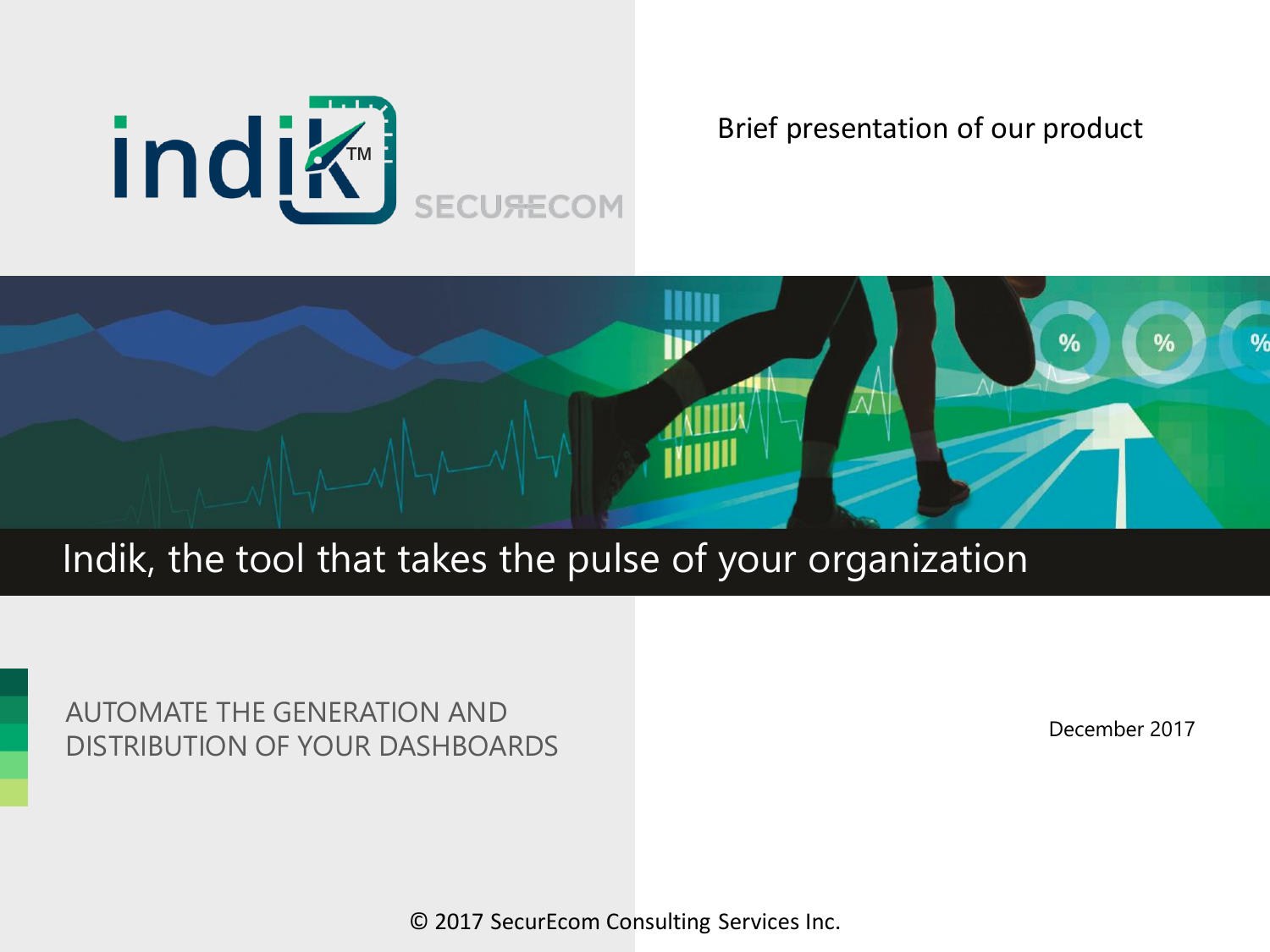indik™ SECURECOM

Brief presentation of our product

# Indik, the tool that takes the pulse of your organization

AUTOMATE THE GENERATION AND DISTRIBUTION OF YOUR DASHBOARDS

December 2017

© 2017 SecurEcom Consulting Services Inc.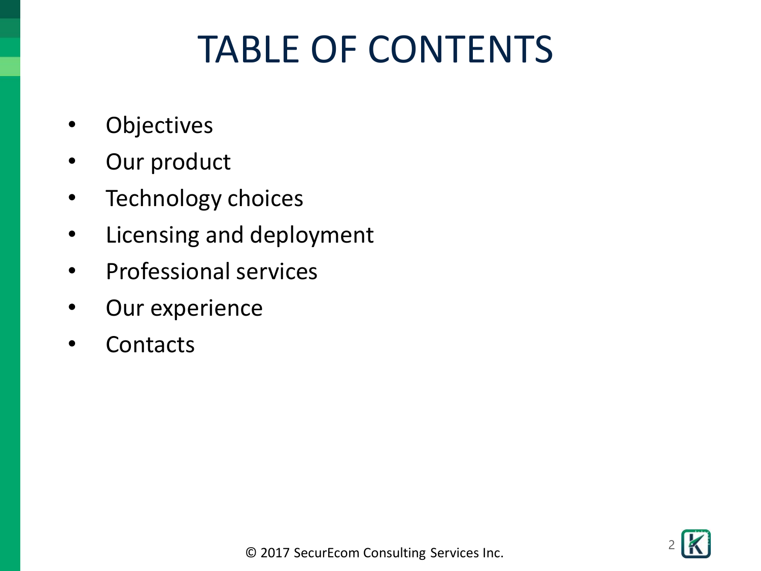# TABLE OF CONTENTS

- Objectives
- Our product
- Technology choices
- Licensing and deployment
- Professional services
- Our experience
- Contacts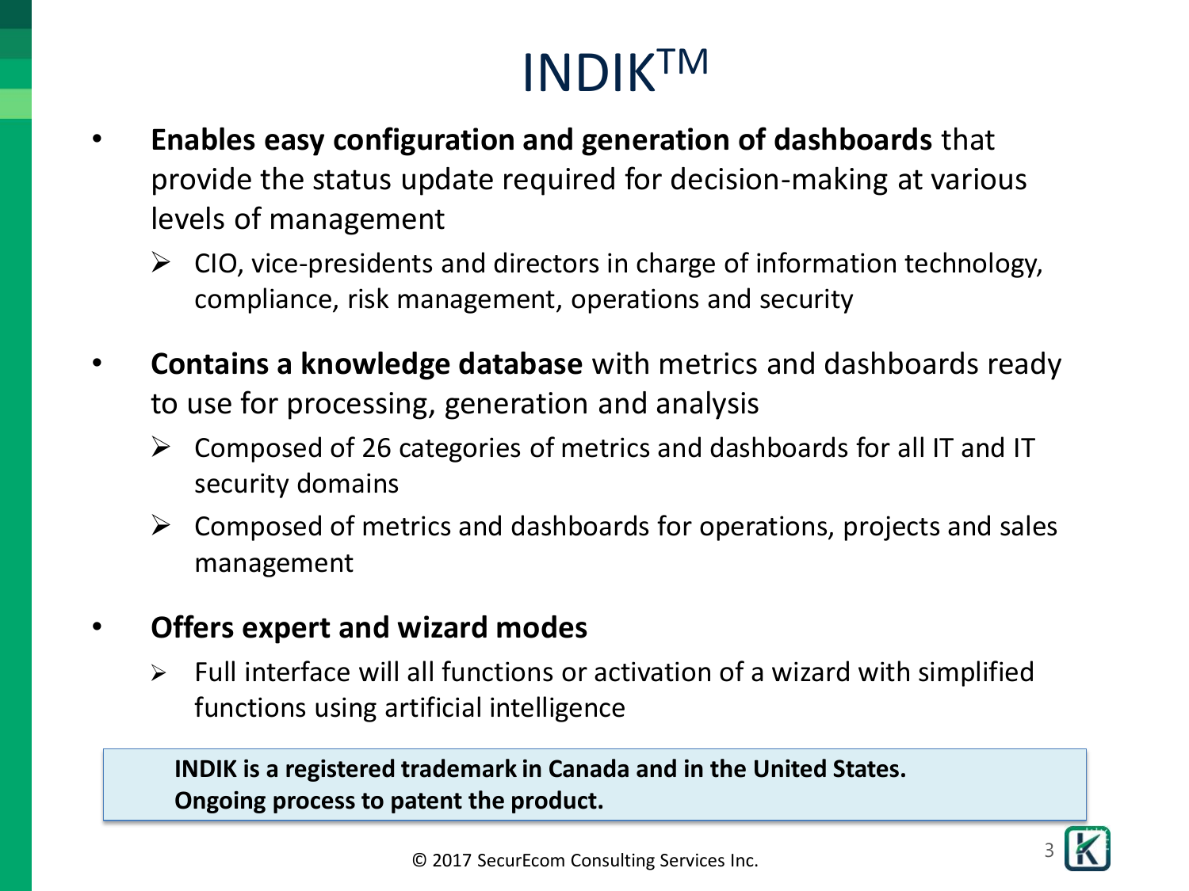# INDIK™

- **Enables easy configuration and generation of dashboards** that provide the status update required for decision-making at various levels of management
  - CIO, vice-presidents and directors in charge of information technology, compliance, risk management, operations and security
- **Contains a knowledge database** with metrics and dashboards ready to use for processing, generation and analysis
  - Composed of 26 categories of metrics and dashboards for all IT and IT security domains
  - Composed of metrics and dashboards for operations, projects and sales management
- **Offers expert and wizard modes**
  - Full interface will all functions or activation of a wizard with simplified functions using artificial intelligence

**INDIK is a registered trademark in Canada and in the United States.**
**Ongoing process to patent the product.**

© 2017 SecurEcom Consulting Services Inc.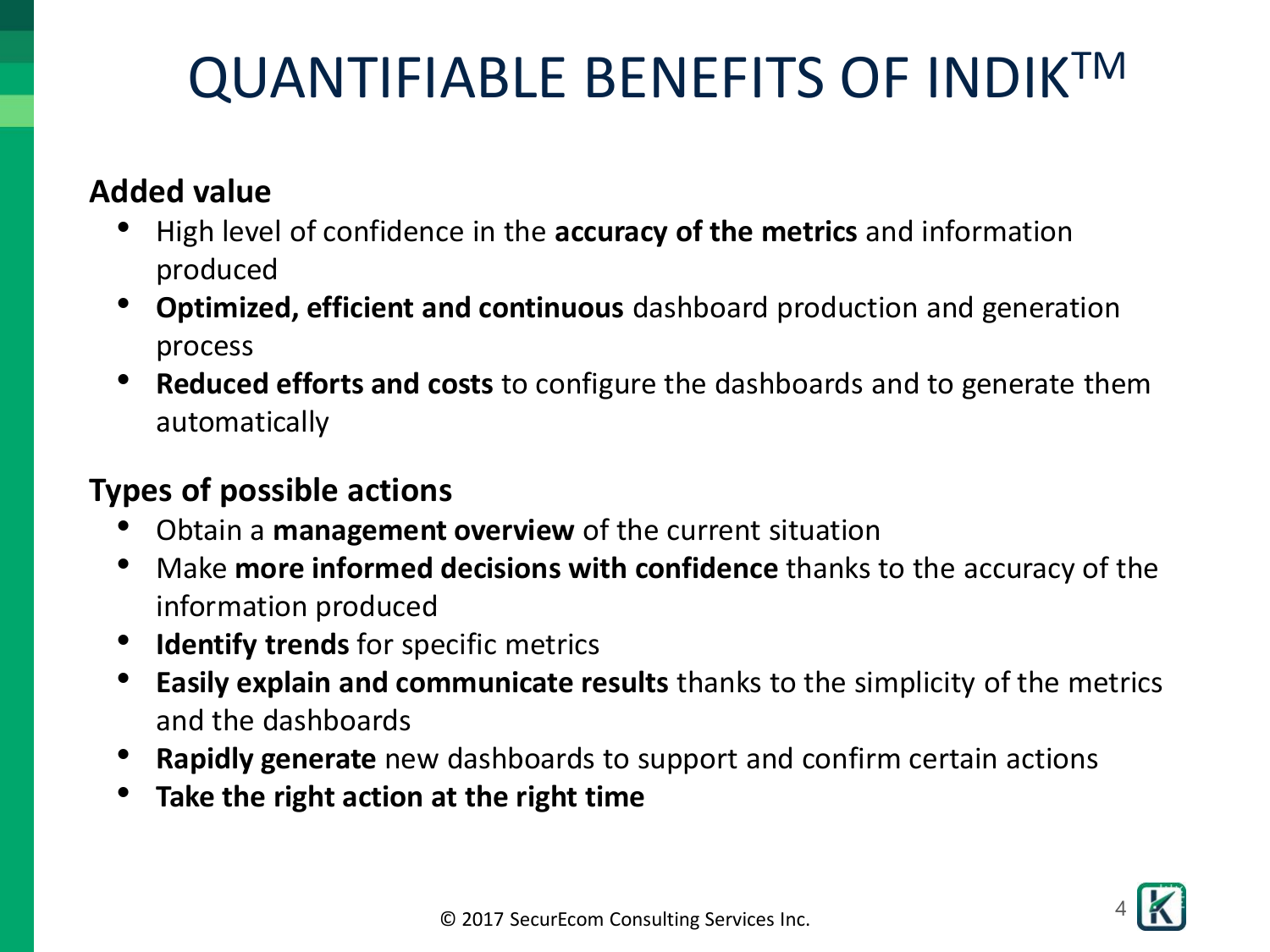# QUANTIFIABLE BENEFITS OF INDIK™

**Added value**

- High level of confidence in the **accuracy of the metrics** and information produced
- **Optimized, efficient and continuous** dashboard production and generation process
- **Reduced efforts and costs** to configure the dashboards and to generate them automatically

**Types of possible actions**

- Obtain a **management overview** of the current situation
- Make **more informed decisions with confidence** thanks to the accuracy of the information produced
- **Identify trends** for specific metrics
- **Easily explain and communicate results** thanks to the simplicity of the metrics and the dashboards
- **Rapidly generate** new dashboards to support and confirm certain actions
- **Take the right action at the right time**

© 2017 SecurEcom Consulting Services Inc.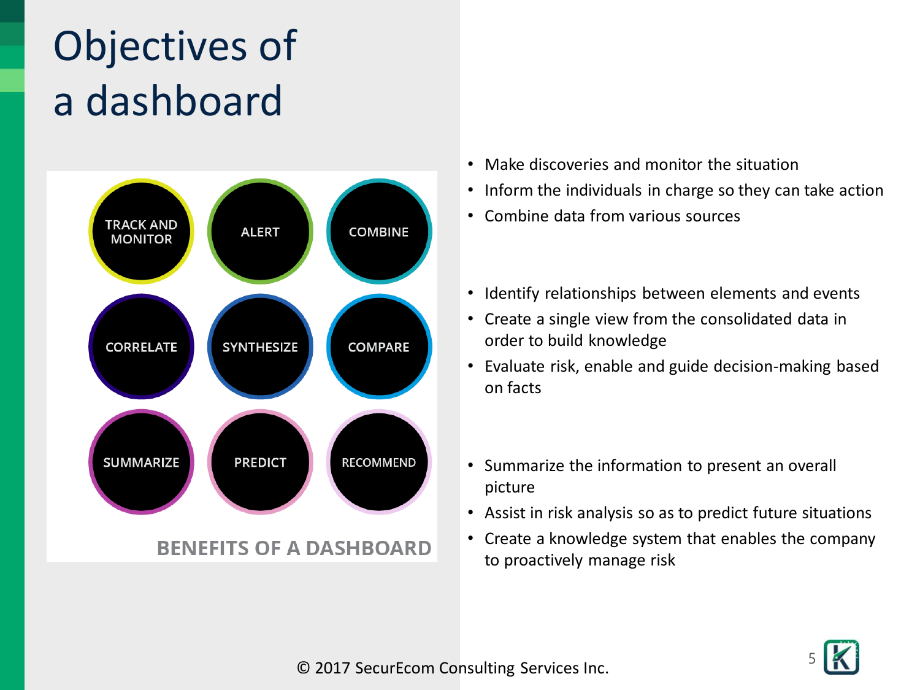# Objectives of a dashboard

TRACK AND MONITOR | ALERT | COMBINE

CORRELATE | SYNTHESIZE | COMPARE

SUMMARIZE | PREDICT | RECOMMEND

**BENEFITS OF A DASHBOARD**

- Make discoveries and monitor the situation
- Inform the individuals in charge so they can take action
- Combine data from various sources

- Identify relationships between elements and events
- Create a single view from the consolidated data in order to build knowledge
- Evaluate risk, enable and guide decision-making based on facts

- Summarize the information to present an overall picture
- Assist in risk analysis so as to predict future situations
- Create a knowledge system that enables the company to proactively manage risk

© 2017 SecurEcom Consulting Services Inc.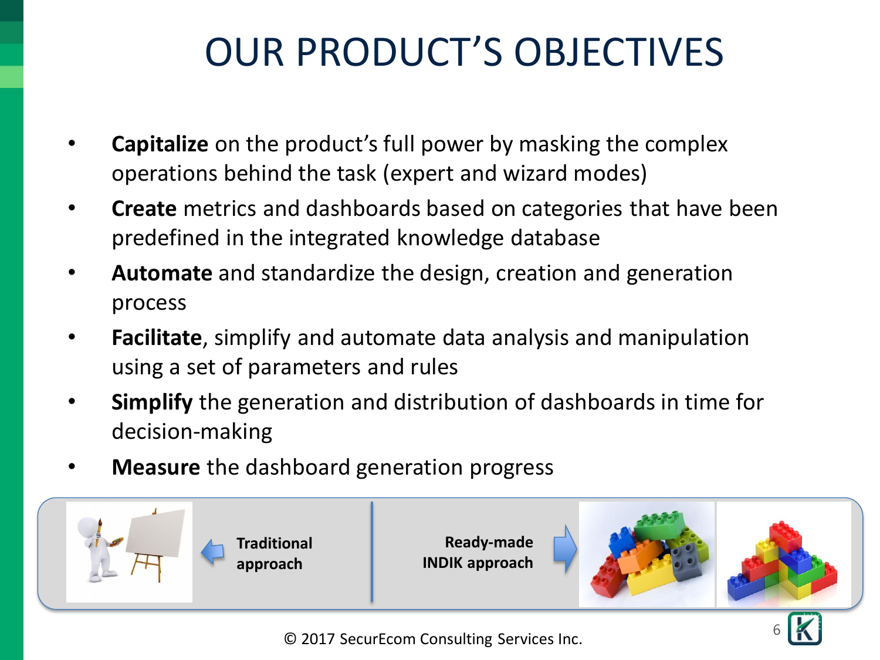# OUR PRODUCT'S OBJECTIVES

- **Capitalize** on the product's full power by masking the complex operations behind the task (expert and wizard modes)
- **Create** metrics and dashboards based on categories that have been predefined in the integrated knowledge database
- **Automate** and standardize the design, creation and generation process
- **Facilitate**, simplify and automate data analysis and manipulation using a set of parameters and rules
- **Simplify** the generation and distribution of dashboards in time for decision-making
- **Measure** the dashboard generation progress

**Traditional approach**

**Ready-made INDIK approach**

© 2017 SecurEcom Consulting Services Inc.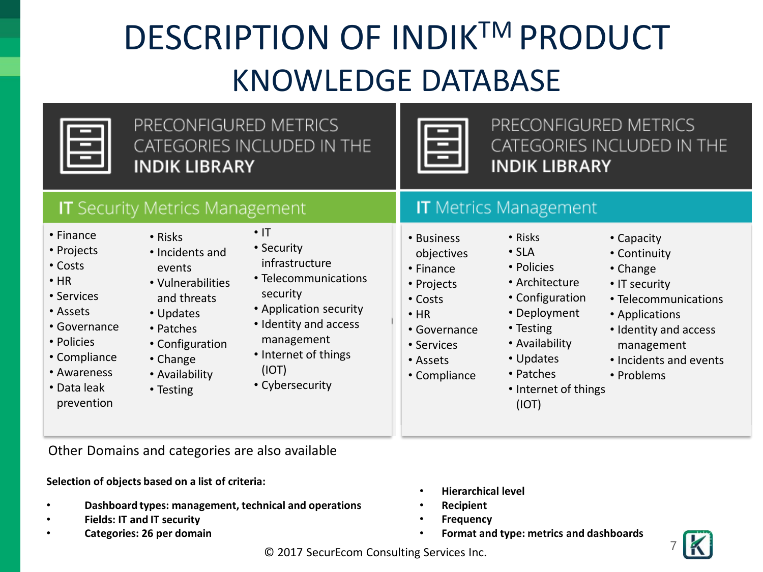# DESCRIPTION OF INDIK™ PRODUCT

## KNOWLEDGE DATABASE

### PRECONFIGURED METRICS CATEGORIES INCLUDED IN THE **INDIK LIBRARY**

#### IT Security Metrics Management

- Finance
- Projects
- Costs
- HR
- Services
- Assets
- Governance
- Policies
- Compliance
- Awareness
- Data leak prevention
- Risks
- Incidents and events
- Vulnerabilities and threats
- Updates
- Patches
- Configuration
- Change
- Availability
- Testing
- IT
- Security infrastructure
- Telecommunications security
- Application security
- Identity and access management
- Internet of things (IOT)
- Cybersecurity

### PRECONFIGURED METRICS CATEGORIES INCLUDED IN THE **INDIK LIBRARY**

#### IT Metrics Management

- Business objectives
- Finance
- Projects
- Costs
- HR
- Governance
- Services
- Assets
- Compliance
- Risks
- SLA
- Policies
- Architecture
- Configuration
- Deployment
- Testing
- Availability
- Updates
- Patches
- Internet of things (IOT)
- Capacity
- Continuity
- Change
- IT security
- Telecommunications
- Applications
- Identity and access management
- Incidents and events
- Problems

Other Domains and categories are also available

**Selection of objects based on a list of criteria:**

- **Dashboard types: management, technical and operations**
- **Fields: IT and IT security**
- **Categories: 26 per domain**
- **Hierarchical level**
- **Recipient**
- **Frequency**
- **Format and type: metrics and dashboards**

© 2017 SecurEcom Consulting Services Inc.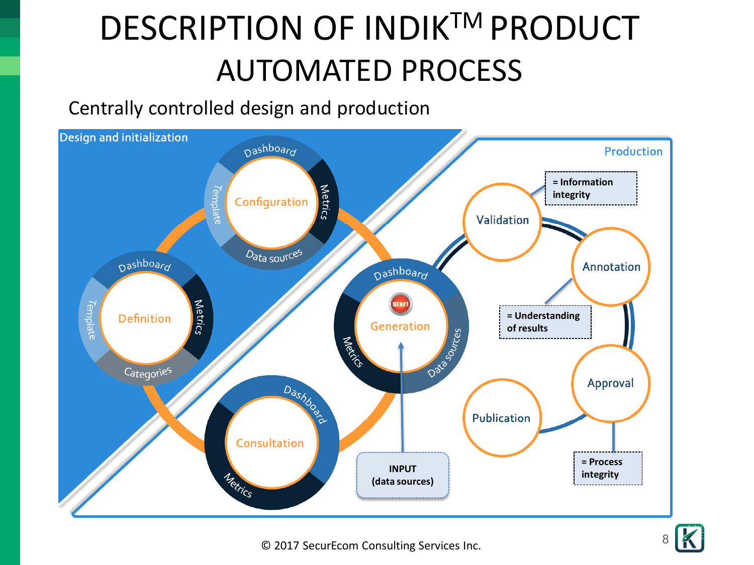# DESCRIPTION OF INDIK$^{TM}$ PRODUCT

## AUTOMATED PROCESS

Centrally controlled design and production

**Design and initialization**

- Configuration: Dashboard, Metrics, Data sources, Template
- Definition: Dashboard, Metrics, Categories, Template
- Consultation: Dashboard, Metrics
- Generation (start): Dashboard, Data sources, Metrics

**Production**

- Validation — = Information integrity
- Annotation — = Understanding of results
- Approval — = Process integrity
- Publication

INPUT (data sources)

© 2017 SecurEcom Consulting Services Inc.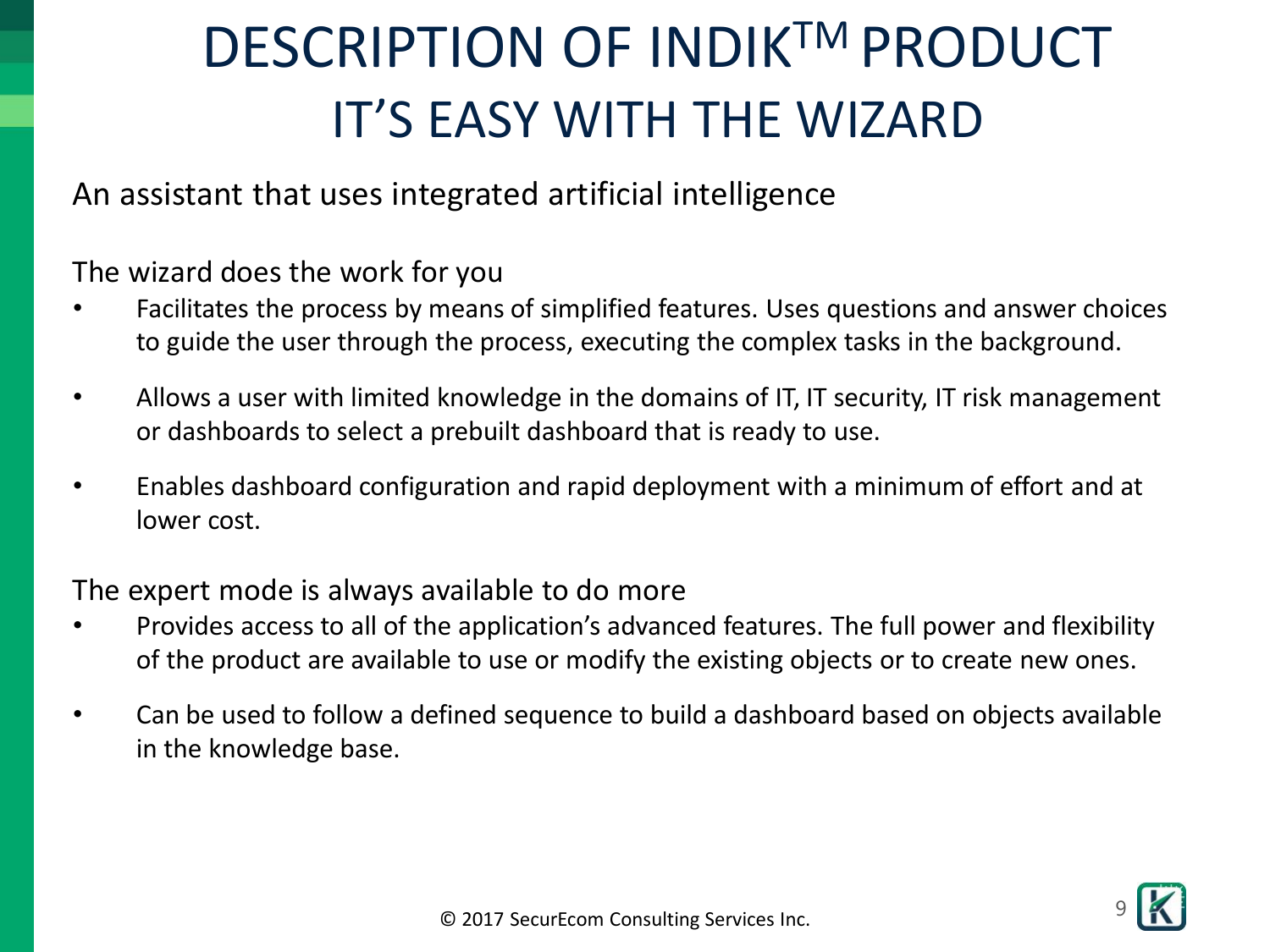# DESCRIPTION OF INDIK$^{TM}$ PRODUCT
## IT'S EASY WITH THE WIZARD

An assistant that uses integrated artificial intelligence

The wizard does the work for you

- Facilitates the process by means of simplified features. Uses questions and answer choices to guide the user through the process, executing the complex tasks in the background.
- Allows a user with limited knowledge in the domains of IT, IT security, IT risk management or dashboards to select a prebuilt dashboard that is ready to use.
- Enables dashboard configuration and rapid deployment with a minimum of effort and at lower cost.

The expert mode is always available to do more

- Provides access to all of the application's advanced features. The full power and flexibility of the product are available to use or modify the existing objects or to create new ones.
- Can be used to follow a defined sequence to build a dashboard based on objects available in the knowledge base.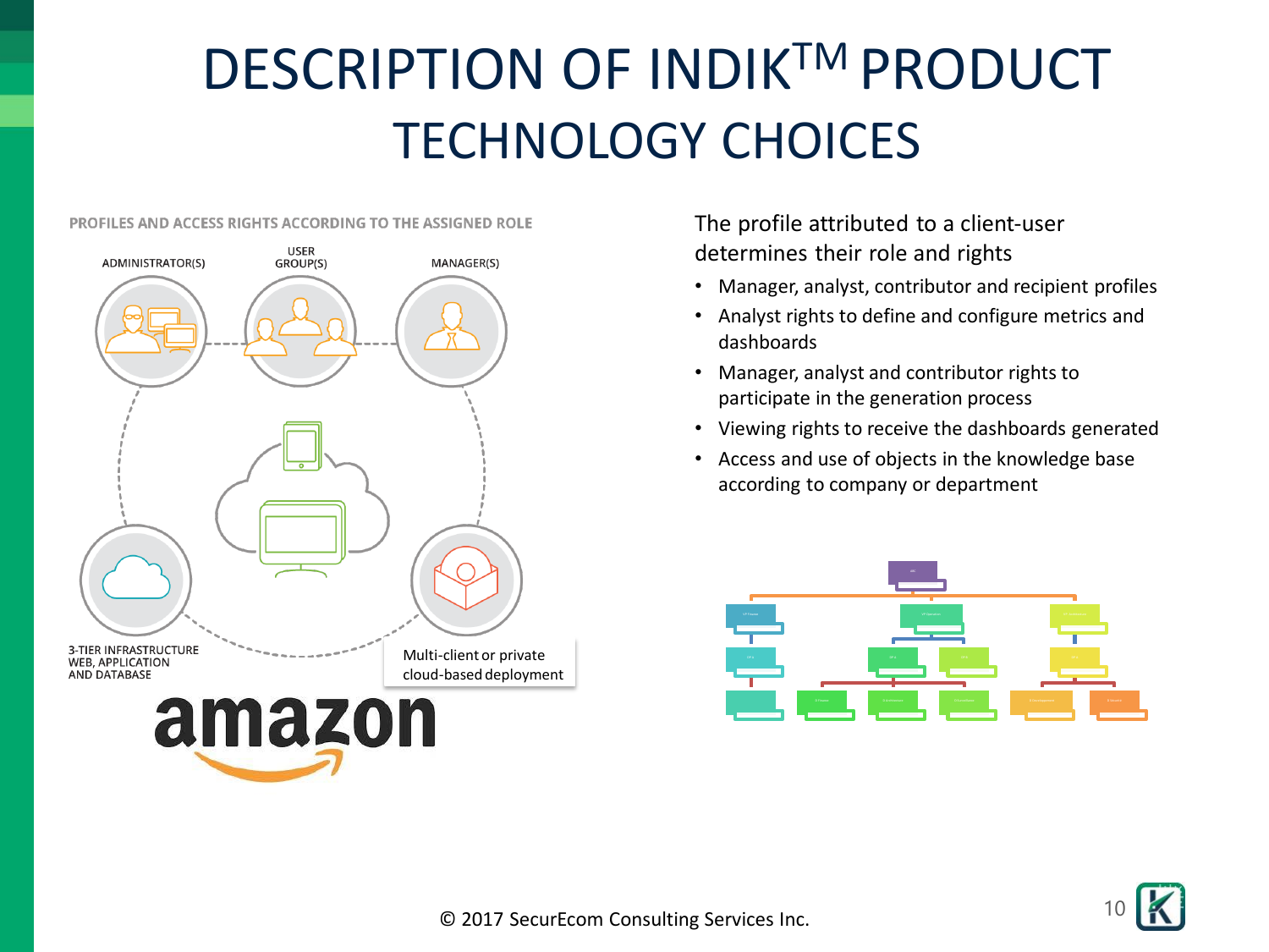# DESCRIPTION OF INDIK™ PRODUCT
## TECHNOLOGY CHOICES

PROFILES AND ACCESS RIGHTS ACCORDING TO THE ASSIGNED ROLE

ADMINISTRATOR(S)

USER GROUP(S)

MANAGER(S)

3-TIER INFRASTRUCTURE WEB, APPLICATION AND DATABASE

Multi-client or private cloud-based deployment

amazon

The profile attributed to a client-user determines their role and rights

- Manager, analyst, contributor and recipient profiles
- Analyst rights to define and configure metrics and dashboards
- Manager, analyst and contributor rights to participate in the generation process
- Viewing rights to receive the dashboards generated
- Access and use of objects in the knowledge base according to company or department

© 2017 SecurEcom Consulting Services Inc.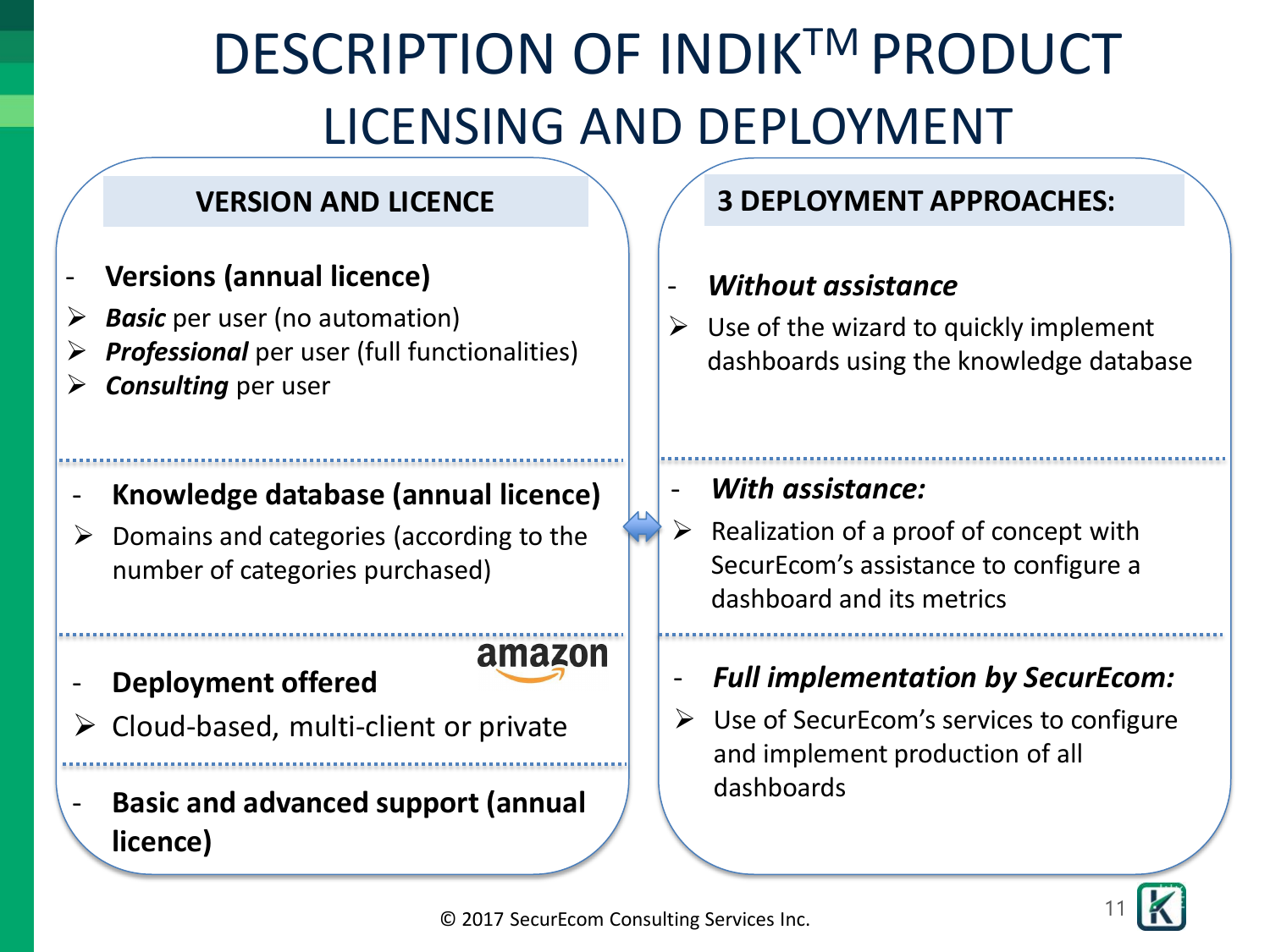# DESCRIPTION OF INDIK[TM] PRODUCT

## LICENSING AND DEPLOYMENT

### VERSION AND LICENCE

- **Versions (annual licence)**
  - ***Basic*** per user (no automation)
  - ***Professional*** per user (full functionalities)
  - ***Consulting*** per user

- **Knowledge database (annual licence)**
  - Domains and categories (according to the number of categories purchased)

- **Deployment offered**
  - Cloud-based, multi-client or private

- **Basic and advanced support (annual licence)**

### 3 DEPLOYMENT APPROACHES:

- ***Without assistance***
  - Use of the wizard to quickly implement dashboards using the knowledge database

- ***With assistance:***
  - Realization of a proof of concept with SecurEcom's assistance to configure a dashboard and its metrics

- ***Full implementation by SecurEcom:***
  - Use of SecurEcom's services to configure and implement production of all dashboards

© 2017 SecurEcom Consulting Services Inc.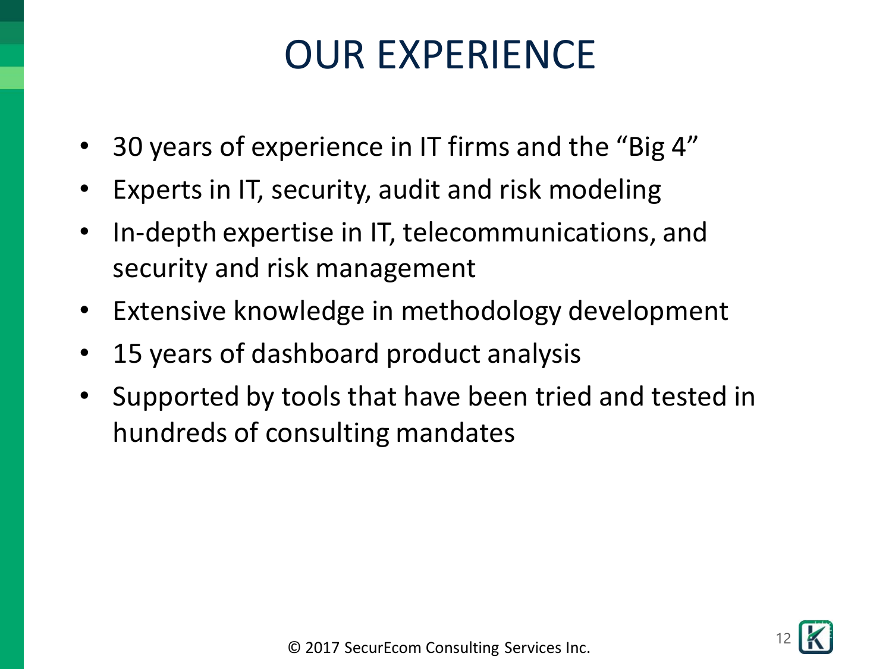# OUR EXPERIENCE

- 30 years of experience in IT firms and the "Big 4"
- Experts in IT, security, audit and risk modeling
- In-depth expertise in IT, telecommunications, and security and risk management
- Extensive knowledge in methodology development
- 15 years of dashboard product analysis
- Supported by tools that have been tried and tested in hundreds of consulting mandates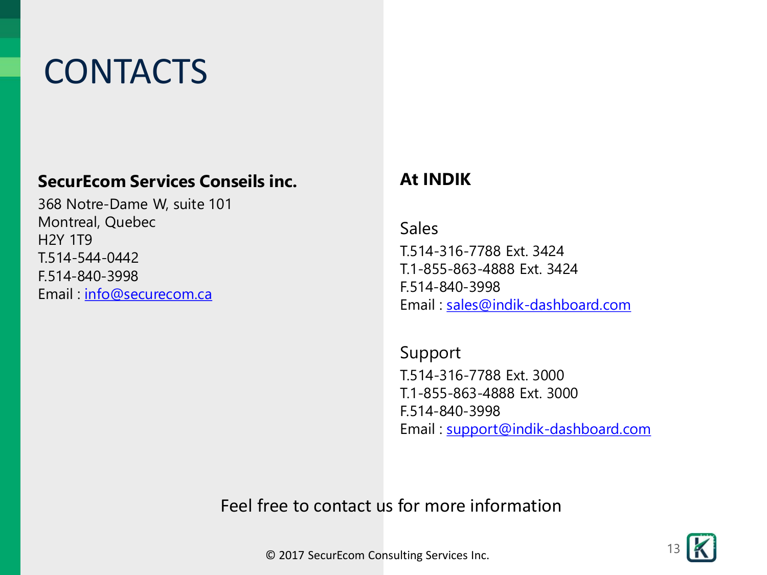# CONTACTS

**SecurEcom Services Conseils inc.**

368 Notre-Dame W, suite 101
Montreal, Quebec
H2Y 1T9
T.514-544-0442
F.514-840-3998
Email : info@securecom.ca

**At INDIK**

Sales

T.514-316-7788 Ext. 3424
T.1-855-863-4888 Ext. 3424
F.514-840-3998
Email : sales@indik-dashboard.com

Support

T.514-316-7788 Ext. 3000
T.1-855-863-4888 Ext. 3000
F.514-840-3998
Email : support@indik-dashboard.com

Feel free to contact us for more information

© 2017 SecurEcom Consulting Services Inc.